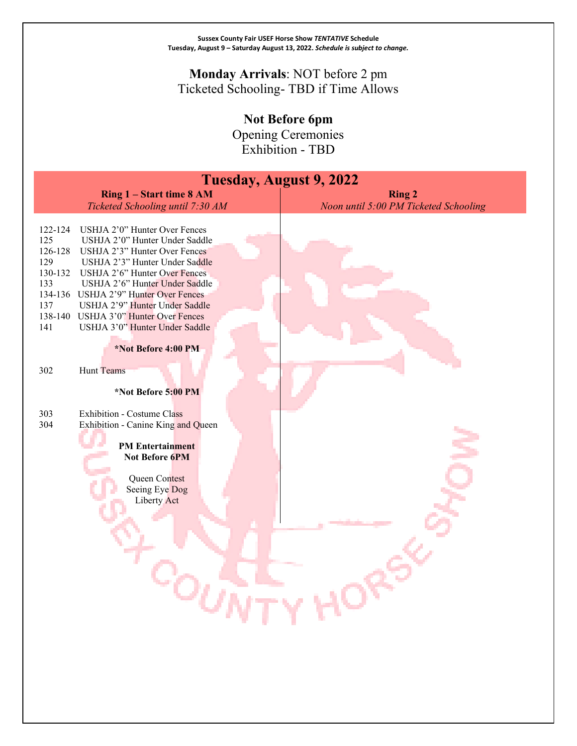**Sussex County Fair USEF Horse Show *TENTATIVE* Schedule**
**Tuesday, August 9 – Saturday August 13, 2022. *Schedule is subject to change.***

**Monday Arrivals**: NOT before 2 pm
Ticketed Schooling- TBD if Time Allows

**Not Before 6pm**
Opening Ceremonies
Exhibition - TBD

# Tuesday, August 9, 2022

## Ring 1 – Start time 8 AM

*Ticketed Schooling until 7:30 AM*

122-124 USHJA 2'0" Hunter Over Fences
125 USHJA 2'0" Hunter Under Saddle
126-128 USHJA 2'3" Hunter Over Fences
129 USHJA 2'3" Hunter Under Saddle
130-132 USHJA 2'6" Hunter Over Fences
133 USHJA 2'6" Hunter Under Saddle
134-136 USHJA 2'9" Hunter Over Fences
137 USHJA 2'9" Hunter Under Saddle
138-140 USHJA 3'0" Hunter Over Fences
141 USHJA 3'0" Hunter Under Saddle

**\*Not Before 4:00 PM**

302 Hunt Teams

**\*Not Before 5:00 PM**

303 Exhibition - Costume Class
304 Exhibition - Canine King and Queen

**PM Entertainment**
**Not Before 6PM**

Queen Contest
Seeing Eye Dog
Liberty Act

## Ring 2

*Noon until 5:00 PM Ticketed Schooling*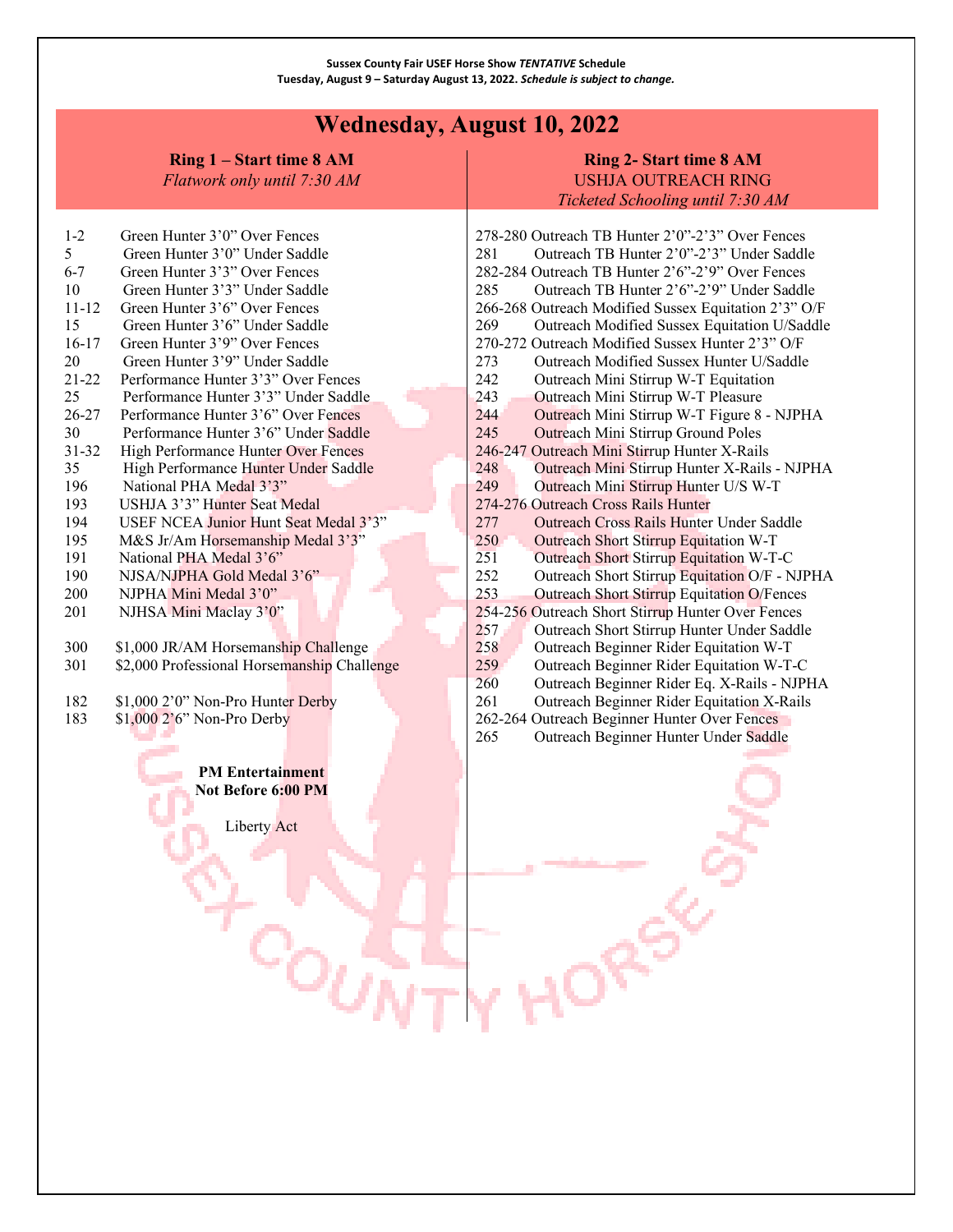**Sussex County Fair USEF Horse Show *TENTATIVE* Schedule**
**Tuesday, August 9 – Saturday August 13, 2022. *Schedule is subject to change.***

# Wednesday, August 10, 2022

## Ring 1 – Start time 8 AM

*Flatwork only until 7:30 AM*

| | |
|---|---|
| 1-2 | Green Hunter 3'0" Over Fences |
| 5 | Green Hunter 3'0" Under Saddle |
| 6-7 | Green Hunter 3'3" Over Fences |
| 10 | Green Hunter 3'3" Under Saddle |
| 11-12 | Green Hunter 3'6" Over Fences |
| 15 | Green Hunter 3'6" Under Saddle |
| 16-17 | Green Hunter 3'9" Over Fences |
| 20 | Green Hunter 3'9" Under Saddle |
| 21-22 | Performance Hunter 3'3" Over Fences |
| 25 | Performance Hunter 3'3" Under Saddle |
| 26-27 | Performance Hunter 3'6" Over Fences |
| 30 | Performance Hunter 3'6" Under Saddle |
| 31-32 | High Performance Hunter Over Fences |
| 35 | High Performance Hunter Under Saddle |
| 196 | National PHA Medal 3'3" |
| 193 | USHJA 3'3" Hunter Seat Medal |
| 194 | USEF NCEA Junior Hunt Seat Medal 3'3" |
| 195 | M&S Jr/Am Horsemanship Medal 3'3" |
| 191 | National PHA Medal 3'6" |
| 190 | NJSA/NJPHA Gold Medal 3'6" |
| 200 | NJPHA Mini Medal 3'0" |
| 201 | NJHSA Mini Maclay 3'0" |
| | |
| 300 | $1,000 JR/AM Horsemanship Challenge |
| 301 | $2,000 Professional Horsemanship Challenge |
| | |
| 182 | $1,000 2'0" Non-Pro Hunter Derby |
| 183 | $1,000 2'6" Non-Pro Derby |

**PM Entertainment**
**Not Before 6:00 PM**

Liberty Act

## Ring 2- Start time 8 AM

USHJA OUTREACH RING

*Ticketed Schooling until 7:30 AM*

| | |
|---|---|
| 278-280 | Outreach TB Hunter 2'0"-2'3" Over Fences |
| 281 | Outreach TB Hunter 2'0"-2'3" Under Saddle |
| 282-284 | Outreach TB Hunter 2'6"-2'9" Over Fences |
| 285 | Outreach TB Hunter 2'6"-2'9" Under Saddle |
| 266-268 | Outreach Modified Sussex Equitation 2'3" O/F |
| 269 | Outreach Modified Sussex Equitation U/Saddle |
| 270-272 | Outreach Modified Sussex Hunter 2'3" O/F |
| 273 | Outreach Modified Sussex Hunter U/Saddle |
| 242 | Outreach Mini Stirrup W-T Equitation |
| 243 | Outreach Mini Stirrup W-T Pleasure |
| 244 | Outreach Mini Stirrup W-T Figure 8 - NJPHA |
| 245 | Outreach Mini Stirrup Ground Poles |
| 246-247 | Outreach Mini Stirrup Hunter X-Rails |
| 248 | Outreach Mini Stirrup Hunter X-Rails - NJPHA |
| 249 | Outreach Mini Stirrup Hunter U/S W-T |
| 274-276 | Outreach Cross Rails Hunter |
| 277 | Outreach Cross Rails Hunter Under Saddle |
| 250 | Outreach Short Stirrup Equitation W-T |
| 251 | Outreach Short Stirrup Equitation W-T-C |
| 252 | Outreach Short Stirrup Equitation O/F - NJPHA |
| 253 | Outreach Short Stirrup Equitation O/Fences |
| 254-256 | Outreach Short Stirrup Hunter Over Fences |
| 257 | Outreach Short Stirrup Hunter Under Saddle |
| 258 | Outreach Beginner Rider Equitation W-T |
| 259 | Outreach Beginner Rider Equitation W-T-C |
| 260 | Outreach Beginner Rider Eq. X-Rails - NJPHA |
| 261 | Outreach Beginner Rider Equitation X-Rails |
| 262-264 | Outreach Beginner Hunter Over Fences |
| 265 | Outreach Beginner Hunter Under Saddle |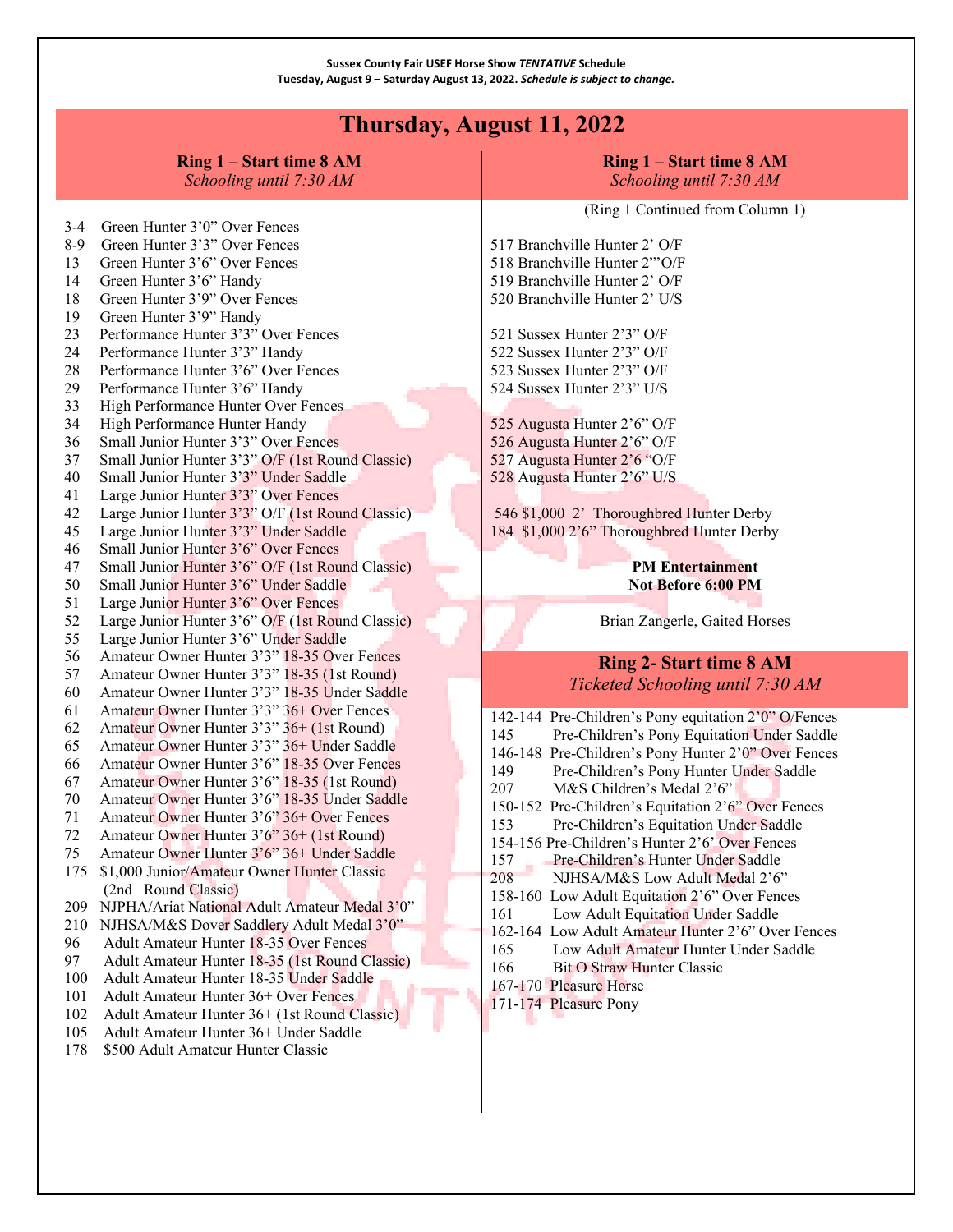**Sussex County Fair USEF Horse Show *TENTATIVE* Schedule**
**Tuesday, August 9 – Saturday August 13, 2022. *Schedule is subject to change.***

# Thursday, August 11, 2022

## Ring 1 – Start time 8 AM
*Schooling until 7:30 AM*

- 3-4 Green Hunter 3'0" Over Fences
- 8-9 Green Hunter 3'3" Over Fences
- 13 Green Hunter 3'6" Over Fences
- 14 Green Hunter 3'6" Handy
- 18 Green Hunter 3'9" Over Fences
- 19 Green Hunter 3'9" Handy
- 23 Performance Hunter 3'3" Over Fences
- 24 Performance Hunter 3'3" Handy
- 28 Performance Hunter 3'6" Over Fences
- 29 Performance Hunter 3'6" Handy
- 33 High Performance Hunter Over Fences
- 34 High Performance Hunter Handy
- 36 Small Junior Hunter 3'3" Over Fences
- 37 Small Junior Hunter 3'3" O/F (1st Round Classic)
- 40 Small Junior Hunter 3'3" Under Saddle
- 41 Large Junior Hunter 3'3" Over Fences
- 42 Large Junior Hunter 3'3" O/F (1st Round Classic)
- 45 Large Junior Hunter 3'3" Under Saddle
- 46 Small Junior Hunter 3'6" Over Fences
- 47 Small Junior Hunter 3'6" O/F (1st Round Classic)
- 50 Small Junior Hunter 3'6" Under Saddle
- 51 Large Junior Hunter 3'6" Over Fences
- 52 Large Junior Hunter 3'6" O/F (1st Round Classic)
- 55 Large Junior Hunter 3'6" Under Saddle
- 56 Amateur Owner Hunter 3'3" 18-35 Over Fences
- 57 Amateur Owner Hunter 3'3" 18-35 (1st Round)
- 60 Amateur Owner Hunter 3'3" 18-35 Under Saddle
- 61 Amateur Owner Hunter 3'3" 36+ Over Fences
- 62 Amateur Owner Hunter 3'3" 36+ (1st Round)
- 65 Amateur Owner Hunter 3'3" 36+ Under Saddle
- 66 Amateur Owner Hunter 3'6" 18-35 Over Fences
- 67 Amateur Owner Hunter 3'6" 18-35 (1st Round)
- 70 Amateur Owner Hunter 3'6" 18-35 Under Saddle
- 71 Amateur Owner Hunter 3'6" 36+ Over Fences
- 72 Amateur Owner Hunter 3'6" 36+ (1st Round)
- 75 Amateur Owner Hunter 3'6" 36+ Under Saddle
- 175 $1,000 Junior/Amateur Owner Hunter Classic (2nd Round Classic)
- 209 NJPHA/Ariat National Adult Amateur Medal 3'0"
- 210 NJHSA/M&S Dover Saddlery Adult Medal 3'0"
- 96 Adult Amateur Hunter 18-35 Over Fences
- 97 Adult Amateur Hunter 18-35 (1st Round Classic)
- 100 Adult Amateur Hunter 18-35 Under Saddle
- 101 Adult Amateur Hunter 36+ Over Fences
- 102 Adult Amateur Hunter 36+ (1st Round Classic)
- 105 Adult Amateur Hunter 36+ Under Saddle
- 178 $500 Adult Amateur Hunter Classic

## Ring 1 – Start time 8 AM
*Schooling until 7:30 AM*

(Ring 1 Continued from Column 1)

- 517 Branchville Hunter 2' O/F
- 518 Branchville Hunter 2'"O/F
- 519 Branchville Hunter 2' O/F
- 520 Branchville Hunter 2' U/S

- 521 Sussex Hunter 2'3" O/F
- 522 Sussex Hunter 2'3" O/F
- 523 Sussex Hunter 2'3" O/F
- 524 Sussex Hunter 2'3" U/S

- 525 Augusta Hunter 2'6" O/F
- 526 Augusta Hunter 2'6" O/F
- 527 Augusta Hunter 2'6 "O/F
- 528 Augusta Hunter 2'6" U/S

- 546 $1,000 2' Thoroughbred Hunter Derby
- 184 $1,000 2'6" Thoroughbred Hunter Derby

**PM Entertainment**
**Not Before 6:00 PM**

Brian Zangerle, Gaited Horses

## Ring 2- Start time 8 AM
*Ticketed Schooling until 7:30 AM*

- 142-144 Pre-Children's Pony equitation 2'0" O/Fences
- 145 Pre-Children's Pony Equitation Under Saddle
- 146-148 Pre-Children's Pony Hunter 2'0" Over Fences
- 149 Pre-Children's Pony Hunter Under Saddle
- 207 M&S Children's Medal 2'6"
- 150-152 Pre-Children's Equitation 2'6" Over Fences
- 153 Pre-Children's Equitation Under Saddle
- 154-156 Pre-Children's Hunter 2'6' Over Fences
- 157 Pre-Children's Hunter Under Saddle
- 208 NJHSA/M&S Low Adult Medal 2'6"
- 158-160 Low Adult Equitation 2'6" Over Fences
- 161 Low Adult Equitation Under Saddle
- 162-164 Low Adult Amateur Hunter 2'6" Over Fences
- 165 Low Adult Amateur Hunter Under Saddle
- 166 Bit O Straw Hunter Classic
- 167-170 Pleasure Horse
- 171-174 Pleasure Pony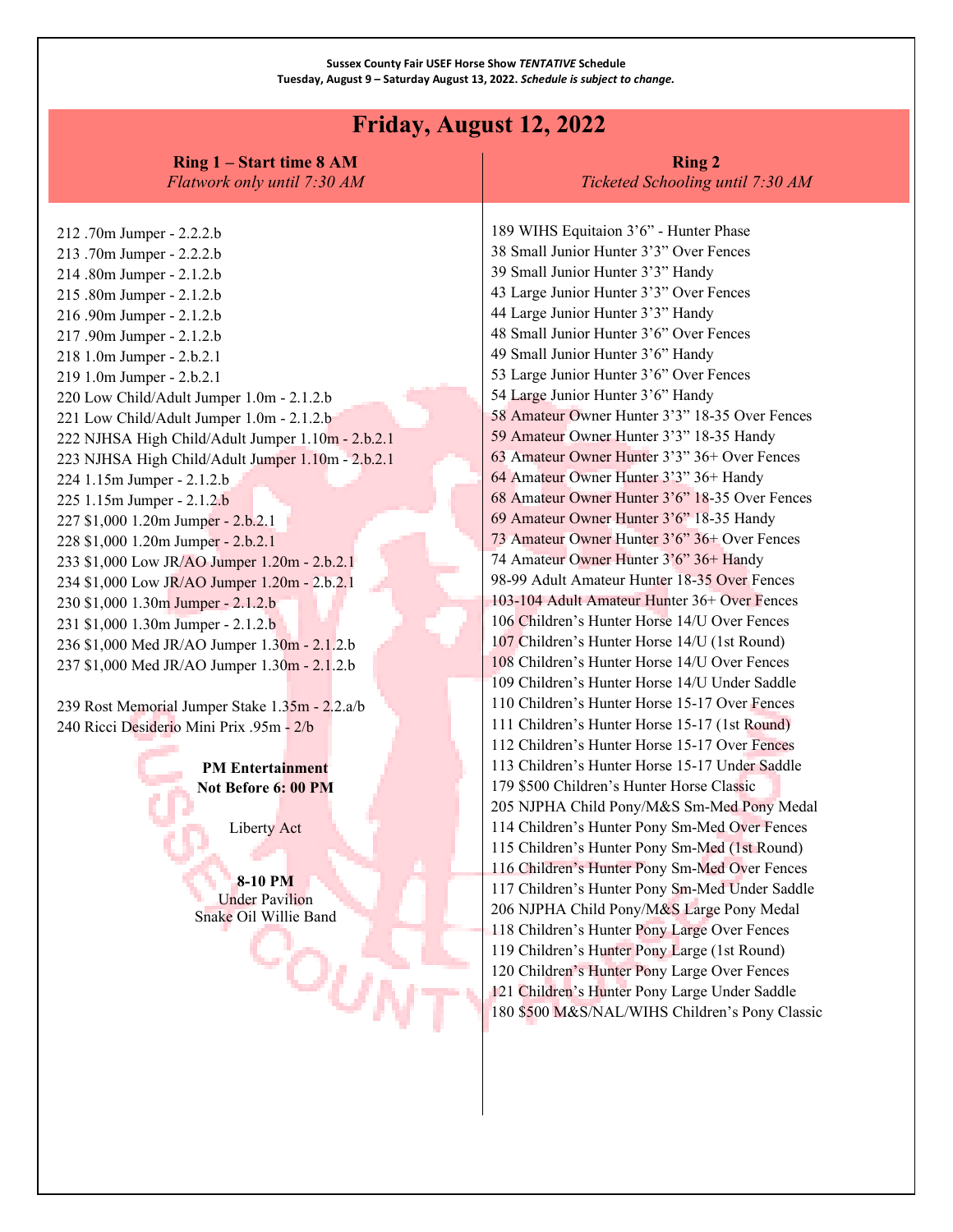**Sussex County Fair USEF Horse Show *TENTATIVE* Schedule**
**Tuesday, August 9 – Saturday August 13, 2022. *Schedule is subject to change.***

# Friday, August 12, 2022

## Ring 1 – Start time 8 AM
*Flatwork only until 7:30 AM*

212 .70m Jumper - 2.2.2.b
213 .70m Jumper - 2.2.2.b
214 .80m Jumper - 2.1.2.b
215 .80m Jumper - 2.1.2.b
216 .90m Jumper - 2.1.2.b
217 .90m Jumper - 2.1.2.b
218 1.0m Jumper - 2.b.2.1
219 1.0m Jumper - 2.b.2.1
220 Low Child/Adult Jumper 1.0m - 2.1.2.b
221 Low Child/Adult Jumper 1.0m - 2.1.2.b
222 NJHSA High Child/Adult Jumper 1.10m - 2.b.2.1
223 NJHSA High Child/Adult Jumper 1.10m - 2.b.2.1
224 1.15m Jumper - 2.1.2.b
225 1.15m Jumper - 2.1.2.b
227 $1,000 1.20m Jumper - 2.b.2.1
228 $1,000 1.20m Jumper - 2.b.2.1
233 $1,000 Low JR/AO Jumper 1.20m - 2.b.2.1
234 $1,000 Low JR/AO Jumper 1.20m - 2.b.2.1
230 $1,000 1.30m Jumper - 2.1.2.b
231 $1,000 1.30m Jumper - 2.1.2.b
236 $1,000 Med JR/AO Jumper 1.30m - 2.1.2.b
237 $1,000 Med JR/AO Jumper 1.30m - 2.1.2.b

239 Rost Memorial Jumper Stake 1.35m - 2.2.a/b
240 Ricci Desiderio Mini Prix .95m - 2/b

**PM Entertainment**
**Not Before 6: 00 PM**

Liberty Act

**8-10 PM**
Under Pavilion
Snake Oil Willie Band

## Ring 2
*Ticketed Schooling until 7:30 AM*

189 WIHS Equitaion 3'6" - Hunter Phase
38 Small Junior Hunter 3'3" Over Fences
39 Small Junior Hunter 3'3" Handy
43 Large Junior Hunter 3'3" Over Fences
44 Large Junior Hunter 3'3" Handy
48 Small Junior Hunter 3'6" Over Fences
49 Small Junior Hunter 3'6" Handy
53 Large Junior Hunter 3'6" Over Fences
54 Large Junior Hunter 3'6" Handy
58 Amateur Owner Hunter 3'3" 18-35 Over Fences
59 Amateur Owner Hunter 3'3" 18-35 Handy
63 Amateur Owner Hunter 3'3" 36+ Over Fences
64 Amateur Owner Hunter 3'3" 36+ Handy
68 Amateur Owner Hunter 3'6" 18-35 Over Fences
69 Amateur Owner Hunter 3'6" 18-35 Handy
73 Amateur Owner Hunter 3'6" 36+ Over Fences
74 Amateur Owner Hunter 3'6" 36+ Handy
98-99 Adult Amateur Hunter 18-35 Over Fences
103-104 Adult Amateur Hunter 36+ Over Fences
106 Children's Hunter Horse 14/U Over Fences
107 Children's Hunter Horse 14/U (1st Round)
108 Children's Hunter Horse 14/U Over Fences
109 Children's Hunter Horse 14/U Under Saddle
110 Children's Hunter Horse 15-17 Over Fences
111 Children's Hunter Horse 15-17 (1st Round)
112 Children's Hunter Horse 15-17 Over Fences
113 Children's Hunter Horse 15-17 Under Saddle
179 $500 Children's Hunter Horse Classic
205 NJPHA Child Pony/M&S Sm-Med Pony Medal
114 Children's Hunter Pony Sm-Med Over Fences
115 Children's Hunter Pony Sm-Med (1st Round)
116 Children's Hunter Pony Sm-Med Over Fences
117 Children's Hunter Pony Sm-Med Under Saddle
206 NJPHA Child Pony/M&S Large Pony Medal
118 Children's Hunter Pony Large Over Fences
119 Children's Hunter Pony Large (1st Round)
120 Children's Hunter Pony Large Over Fences
121 Children's Hunter Pony Large Under Saddle
180 $500 M&S/NAL/WIHS Children's Pony Classic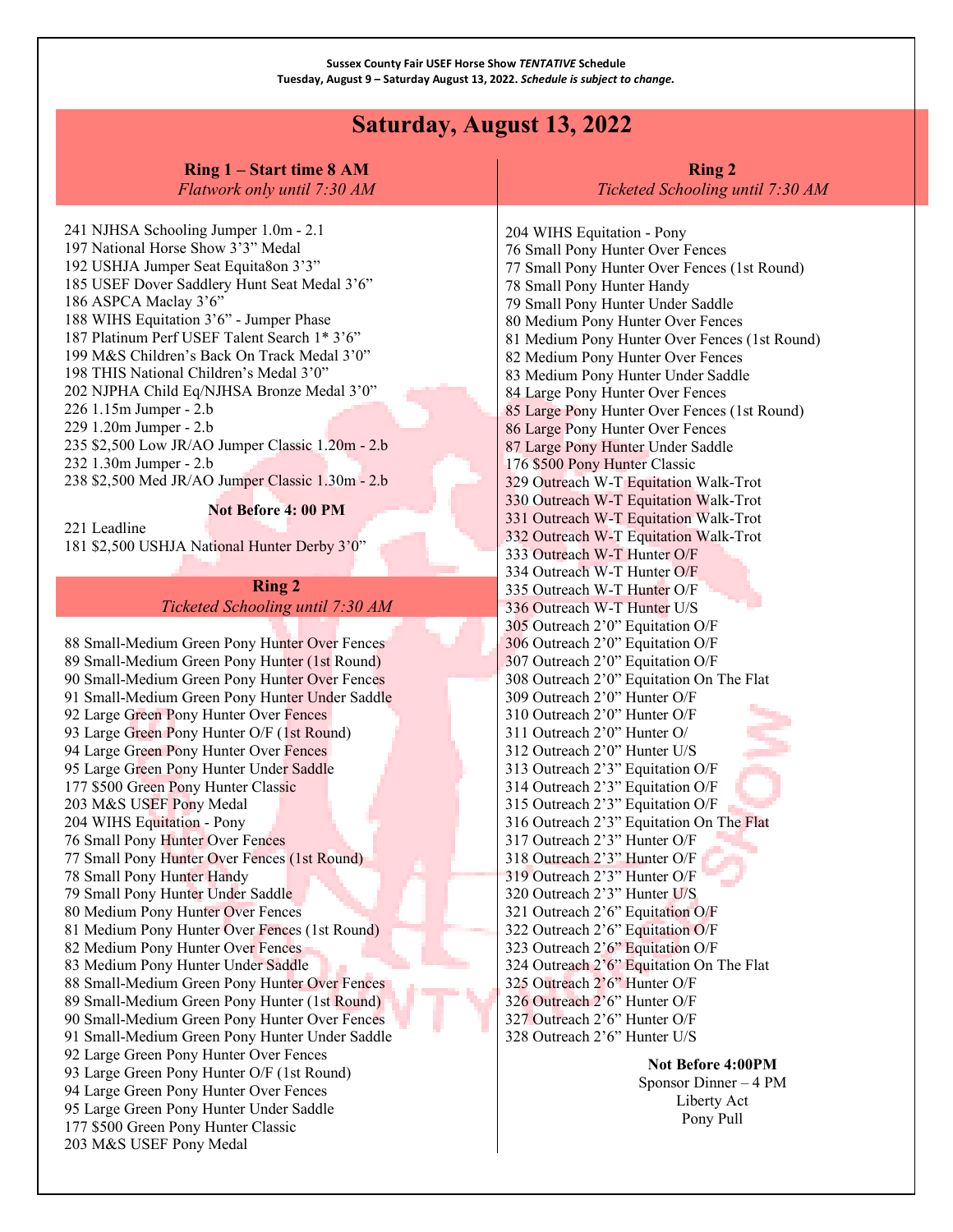Sussex County Fair USEF Horse Show *TENTATIVE* Schedule
Tuesday, August 9 – Saturday August 13, 2022. *Schedule is subject to change.*

# Saturday, August 13, 2022

## Ring 1 – Start time 8 AM
*Flatwork only until 7:30 AM*

241 NJHSA Schooling Jumper 1.0m - 2.1
197 National Horse Show 3'3" Medal
192 USHJA Jumper Seat Equita8on 3'3"
185 USEF Dover Saddlery Hunt Seat Medal 3'6"
186 ASPCA Maclay 3'6"
188 WIHS Equitation 3'6" - Jumper Phase
187 Platinum Perf USEF Talent Search 1* 3'6"
199 M&S Children's Back On Track Medal 3'0"
198 THIS National Children's Medal 3'0"
202 NJPHA Child Eq/NJHSA Bronze Medal 3'0"
226 1.15m Jumper - 2.b
229 1.20m Jumper - 2.b
235 $2,500 Low JR/AO Jumper Classic 1.20m - 2.b
232 1.30m Jumper - 2.b
238 $2,500 Med JR/AO Jumper Classic 1.30m - 2.b

**Not Before 4: 00 PM**

221 Leadline
181 $2,500 USHJA National Hunter Derby 3'0"

## Ring 2
*Ticketed Schooling until 7:30 AM*

88 Small-Medium Green Pony Hunter Over Fences
89 Small-Medium Green Pony Hunter (1st Round)
90 Small-Medium Green Pony Hunter Over Fences
91 Small-Medium Green Pony Hunter Under Saddle
92 Large Green Pony Hunter Over Fences
93 Large Green Pony Hunter O/F (1st Round)
94 Large Green Pony Hunter Over Fences
95 Large Green Pony Hunter Under Saddle
177 $500 Green Pony Hunter Classic
203 M&S USEF Pony Medal
204 WIHS Equitation - Pony
76 Small Pony Hunter Over Fences
77 Small Pony Hunter Over Fences (1st Round)
78 Small Pony Hunter Handy
79 Small Pony Hunter Under Saddle
80 Medium Pony Hunter Over Fences
81 Medium Pony Hunter Over Fences (1st Round)
82 Medium Pony Hunter Over Fences
83 Medium Pony Hunter Under Saddle
88 Small-Medium Green Pony Hunter Over Fences
89 Small-Medium Green Pony Hunter (1st Round)
90 Small-Medium Green Pony Hunter Over Fences
91 Small-Medium Green Pony Hunter Under Saddle
92 Large Green Pony Hunter Over Fences
93 Large Green Pony Hunter O/F (1st Round)
94 Large Green Pony Hunter Over Fences
95 Large Green Pony Hunter Under Saddle
177 $500 Green Pony Hunter Classic
203 M&S USEF Pony Medal

## Ring 2
*Ticketed Schooling until 7:30 AM*

204 WIHS Equitation - Pony
76 Small Pony Hunter Over Fences
77 Small Pony Hunter Over Fences (1st Round)
78 Small Pony Hunter Handy
79 Small Pony Hunter Under Saddle
80 Medium Pony Hunter Over Fences
81 Medium Pony Hunter Over Fences (1st Round)
82 Medium Pony Hunter Over Fences
83 Medium Pony Hunter Under Saddle
84 Large Pony Hunter Over Fences
85 Large Pony Hunter Over Fences (1st Round)
86 Large Pony Hunter Over Fences
87 Large Pony Hunter Under Saddle
176 $500 Pony Hunter Classic
329 Outreach W-T Equitation Walk-Trot
330 Outreach W-T Equitation Walk-Trot
331 Outreach W-T Equitation Walk-Trot
332 Outreach W-T Equitation Walk-Trot
333 Outreach W-T Hunter O/F
334 Outreach W-T Hunter O/F
335 Outreach W-T Hunter O/F
336 Outreach W-T Hunter U/S
305 Outreach 2'0" Equitation O/F
306 Outreach 2'0" Equitation O/F
307 Outreach 2'0" Equitation O/F
308 Outreach 2'0" Equitation On The Flat
309 Outreach 2'0" Hunter O/F
310 Outreach 2'0" Hunter O/F
311 Outreach 2'0" Hunter O/
312 Outreach 2'0" Hunter U/S
313 Outreach 2'3" Equitation O/F
314 Outreach 2'3" Equitation O/F
315 Outreach 2'3" Equitation O/F
316 Outreach 2'3" Equitation On The Flat
317 Outreach 2'3" Hunter O/F
318 Outreach 2'3" Hunter O/F
319 Outreach 2'3" Hunter O/F
320 Outreach 2'3" Hunter U/S
321 Outreach 2'6" Equitation O/F
322 Outreach 2'6" Equitation O/F
323 Outreach 2'6" Equitation O/F
324 Outreach 2'6" Equitation On The Flat
325 Outreach 2'6" Hunter O/F
326 Outreach 2'6" Hunter O/F
327 Outreach 2'6" Hunter O/F
328 Outreach 2'6" Hunter U/S

**Not Before 4:00PM**

Sponsor Dinner – 4 PM
Liberty Act
Pony Pull